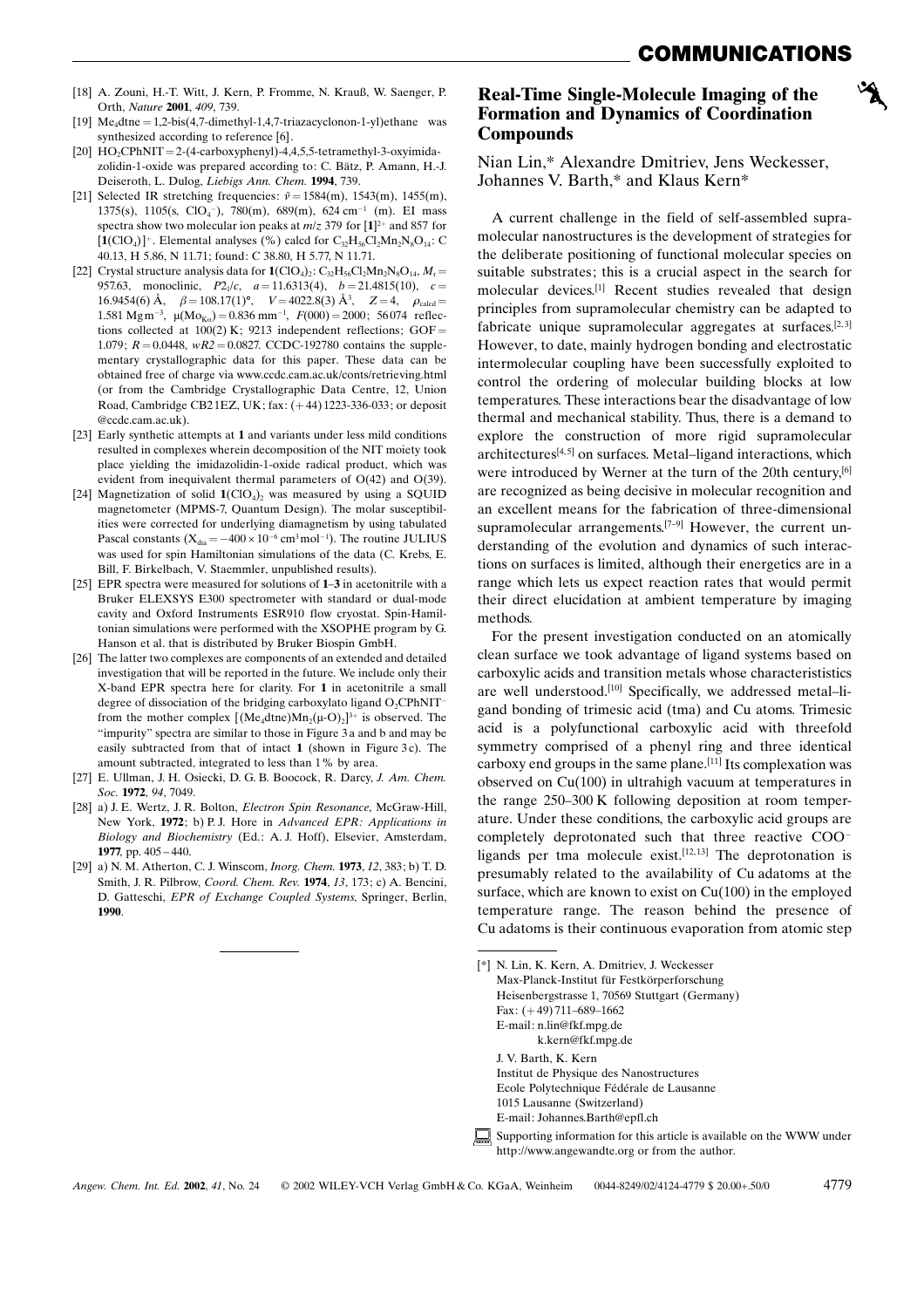[18] A. Zouni, H.-T. Witt, J. Kern, P. Fromme, N. Krauß, W. Saenger, P. Orth, *Nature* **2001**, *409*, 739.

[19] $Me_4$dtne = 1,2-bis(4,7-dimethyl-1,4,7-triazacyclonon-1-yl)ethane was synthesized according to reference [6].

[20] $HO_2$CPhNIT = 2-(4-carboxyphenyl)-4,4,5,5-tetramethyl-3-oxyimidazolidin-1-oxide was prepared according to: C. Bätz, P. Amann, H.-J. Deiseroth, L. Dulog, *Liebigs Ann. Chem.* **1994**, 739.

[21] Selected IR stretching frequencies: $\tilde{\nu}$ = 1584(m), 1543(m), 1455(m), 1375(s), 1105(s, $ClO_4^-$), 780(m), 689(m), 624 $cm^{-1}$ (m). EI mass spectra show two molecular ion peaks at $m/z$ 379 for $[\mathbf{1}]^{2+}$ and 857 for $[\mathbf{1}(ClO_4)]^+$. Elemental analyses (%) calcd for $C_{32}H_{56}Cl_2Mn_2N_8O_{14}$: C 40.13, H 5.86, N 11.71; found: C 38.80, H 5.77, N 11.71.

[22] Crystal structure analysis data for $\mathbf{1}(ClO_4)_2$: $C_{32}H_{56}Cl_2Mn_2N_8O_{14}$, $M_r$ = 957.63, monoclinic, $P2_1/c$, $a$ = 11.6313(4), $b$ = 21.4815(10), $c$ = 16.9454(6) Å, $\beta$ = 108.17(1)°, $V$ = 4022.8(3) Å$^3$, $Z$ = 4, $\rho_{calcd}$ = 1.581 $Mg\,m^{-3}$, $\mu(Mo_{K\alpha})$ = 0.836 $mm^{-1}$, $F(000)$ = 2000; 56074 reflections collected at 100(2) K; 9213 independent reflections; GOF = 1.079; $R$ = 0.0448, $wR2$ = 0.0827. CCDC-192780 contains the supplementary crystallographic data for this paper. These data can be obtained free of charge via www.ccdc.cam.ac.uk/conts/retrieving.html (or from the Cambridge Crystallographic Data Centre, 12, Union Road, Cambridge CB21EZ, UK; fax: (+44) 1223-336-033; or deposit @ccdc.cam.ac.uk).

[23] Early synthetic attempts at **1** and variants under less mild conditions resulted in complexes wherein decomposition of the NIT moiety took place yielding the imidazolidin-1-oxide radical product, which was evident from inequivalent thermal parameters of O(42) and O(39).

[24] Magnetization of solid $\mathbf{1}(ClO_4)_2$ was measured by using a SQUID magnetometer (MPMS-7, Quantum Design). The molar susceptibilities were corrected for underlying diamagnetism by using tabulated Pascal constants ($\chi_{dia} = -400 \times 10^{-6}\ cm^3\,mol^{-1}$). The routine JULIUS was used for spin Hamiltonian simulations of the data (C. Krebs, E. Bill, F. Birkelbach, V. Staemmler, unpublished results).

[25] EPR spectra were measured for solutions of **1**–**3** in acetonitrile with a Bruker ELEXSYS E300 spectrometer with standard or dual-mode cavity and Oxford Instruments ESR910 flow cryostat. Spin-Hamiltonian simulations were performed with the XSOPHE program by G. Hanson et al. that is distributed by Bruker Biospin GmbH.

[26] The latter two complexes are components of an extended and detailed investigation that will be reported in the future. We include only their X-band EPR spectra here for clarity. For **1** in acetonitrile a small degree of dissociation of the bridging carboxylato ligand $O_2CPhNIT^-$ from the mother complex $[(Me_4dtne)Mn_2(\mu\text{-}O)_2]^{3+}$ is observed. The "impurity" spectra are similar to those in Figure 3a and b and may be easily subtracted from that of intact **1** (shown in Figure 3c). The amount subtracted, integrated to less than 1% by area.

[27] E. Ullman, J. H. Osiecki, D. G. B. Boocock, R. Darcy, *J. Am. Chem. Soc.* **1972**, *94*, 7049.

[28] a) J. E. Wertz, J. R. Bolton, *Electron Spin Resonance*, McGraw-Hill, New York, **1972**; b) P. J. Hore in *Advanced EPR: Applications in Biology and Biochemistry* (Ed.: A. J. Hoff), Elsevier, Amsterdam, **1977**, pp. 405–440.

[29] a) N. M. Atherton, C. J. Winscom, *Inorg. Chem.* **1973**, *12*, 383; b) T. D. Smith, J. R. Pilbrow, *Coord. Chem. Rev.* **1974**, *13*, 173; c) A. Bencini, D. Gatteschi, *EPR of Exchange Coupled Systems*, Springer, Berlin, **1990**.

# Real-Time Single-Molecule Imaging of the Formation and Dynamics of Coordination Compounds

Nian Lin,* Alexandre Dmitriev, Jens Weckesser, Johannes V. Barth,* and Klaus Kern*

A current challenge in the field of self-assembled supramolecular nanostructures is the development of strategies for the deliberate positioning of functional molecular species on suitable substrates; this is a crucial aspect in the search for molecular devices.[1] Recent studies revealed that design principles from supramolecular chemistry can be adapted to fabricate unique supramolecular aggregates at surfaces.[2,3] However, to date, mainly hydrogen bonding and electrostatic intermolecular coupling have been successfully exploited to control the ordering of molecular building blocks at low temperatures. These interactions bear the disadvantage of low thermal and mechanical stability. Thus, there is a demand to explore the construction of more rigid supramolecular architectures[4,5] on surfaces. Metal–ligand interactions, which were introduced by Werner at the turn of the 20th century,[6] are recognized as being decisive in molecular recognition and an excellent means for the fabrication of three-dimensional supramolecular arrangements.[7–9] However, the current understanding of the evolution and dynamics of such interactions on surfaces is limited, although their energetics are in a range which lets us expect reaction rates that would permit their direct elucidation at ambient temperature by imaging methods.

For the present investigation conducted on an atomically clean surface we took advantage of ligand systems based on carboxylic acids and transition metals whose characterististics are well understood.[10] Specifically, we addressed metal–ligand bonding of trimesic acid (tma) and Cu atoms. Trimesic acid is a polyfunctional carboxylic acid with threefold symmetry comprised of a phenyl ring and three identical carboxy end groups in the same plane.[11] Its complexation was observed on Cu(100) in ultrahigh vacuum at temperatures in the range 250–300 K following deposition at room temperature. Under these conditions, the carboxylic acid groups are completely deprotonated such that three reactive $COO^-$ ligands per tma molecule exist.[12,13] The deprotonation is presumably related to the availability of Cu adatoms at the surface, which are known to exist on Cu(100) in the employed temperature range. The reason behind the presence of Cu adatoms is their continuous evaporation from atomic step

[*] N. Lin, K. Kern, A. Dmitriev, J. Weckesser
Max-Planck-Institut für Festkörperforschung
Heisenbergstrasse 1, 70569 Stuttgart (Germany)
Fax: (+49) 711-689-1662
E-mail: n.lin@fkf.mpg.de
k.kern@fkf.mpg.de

J. V. Barth, K. Kern
Institut de Physique des Nanostructures
Ecole Polytechnique Fédérale de Lausanne
1015 Lausanne (Switzerland)
E-mail: Johannes.Barth@epfl.ch

Supporting information for this article is available on the WWW under http://www.angewandte.org or from the author.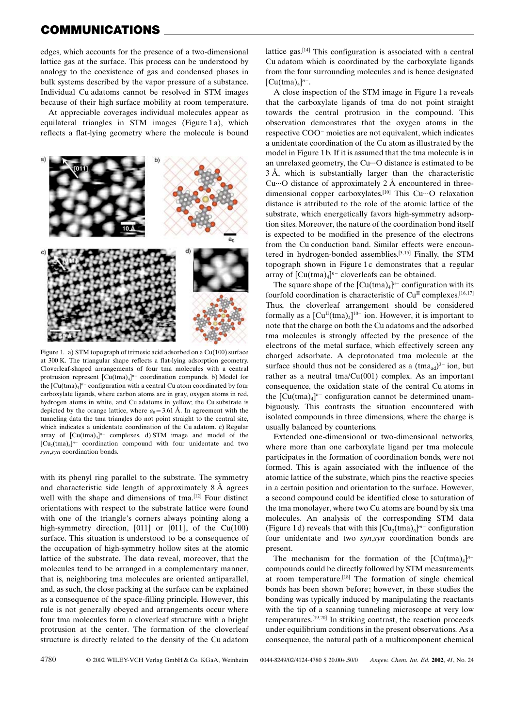edges, which accounts for the presence of a two-dimensional lattice gas at the surface. This process can be understood by analogy to the coexistence of gas and condensed phases in bulk systems described by the vapor pressure of a substance. Individual Cu adatoms cannot be resolved in STM images because of their high surface mobility at room temperature.

At appreciable coverages individual molecules appear as equilateral triangles in STM images (Figure 1a), which reflects a flat-lying geometry where the molecule is bound with its phenyl ring parallel to the substrate. The symmetry and characteristic side length of approximately 8 Å agrees well with the shape and dimensions of tma.[12] Four distinct orientations with respect to the substrate lattice were found with one of the triangle's corners always pointing along a high-symmetry direction, [011] or [$\bar{0}$11], of the Cu(100) surface. This situation is understood to be a consequence of the occupation of high-symmetry hollow sites at the atomic lattice of the substrate. The data reveal, moreover, that the molecules tend to be arranged in a complementary manner, that is, neighboring tma molecules are oriented antiparallel, and, as such, the close packing at the surface can be explained as a consequence of the space-filling principle. However, this rule is not generally obeyed and arrangements occur where four tma molecules form a cloverleaf structure with a bright protrusion at the center. The formation of the cloverleaf structure is directly related to the density of the Cu adatom lattice gas.[14] This configuration is associated with a central Cu adatom which is coordinated by the carboxylate ligands from the four surrounding molecules and is hence designated $[Cu(tma)_4]^{n-}$.

Figure 1. a) STM topograph of trimesic acid adsorbed on a Cu(100) surface at 300 K. The triangular shape reflects a flat-lying adsorption geometry. Cloverleaf-shaped arrangements of four tma molecules with a central protrusion represent $[Cu(tma)_4]^{n-}$ coordination compounds. b) Model for the $[Cu(tma)_4]^{n-}$ configuration with a central Cu atom coordinated by four carboxylate ligands, where carbon atoms are in gray, oxygen atoms in red, hydrogen atoms in white, and Cu adatoms in yellow; the Cu substrate is depicted by the orange lattice, where $a_0 = 3.61$ Å. In agreement with the tunneling data the tma triangles do not point straight to the central site, which indicates a unidentate coordination of the Cu adatom. c) Regular array of $[Cu(tma)_4]^{n-}$ complexes. d) STM image and model of the $[Cu_2(tma)_6]^{n-}$ coordination compound with four unidentate and two *syn*,*syn* coordination bonds.

A close inspection of the STM image in Figure 1a reveals that the carboxylate ligands of tma do not point straight towards the central protrusion in the compound. This observation demonstrates that the oxygen atoms in the respective $COO^-$ moieties are not equivalent, which indicates a unidentate coordination of the Cu atom as illustrated by the model in Figure 1b. If it is assumed that the tma molecule is in an unrelaxed geometry, the Cu···O distance is estimated to be 3 Å, which is substantially larger than the characteristic Cu···O distance of approximately 2 Å encountered in three-dimensional copper carboxylates.[10] This Cu···O relaxation distance is attributed to the role of the atomic lattice of the substrate, which energetically favors high-symmetry adsorption sites. Moreover, the nature of the coordination bond itself is expected to be modified in the presence of the electrons from the Cu conduction band. Similar effects were encountered in hydrogen-bonded assemblies.[3,15] Finally, the STM topograph shown in Figure 1c demonstrates that a regular array of $[Cu(tma)_4]^{n-}$ cloverleafs can be obtained.

The square shape of the $[Cu(tma)_4]^{n-}$ configuration with its fourfold coordination is characteristic of $Cu^{II}$ complexes.[16,17] Thus, the cloverleaf arrangement should be considered formally as a $[Cu^{II}(tma)_4]^{10-}$ ion. However, it is important to note that the charge on both the Cu adatoms and the adsorbed tma molecules is strongly affected by the presence of the electrons of the metal surface, which effectively screen any charged adsorbate. A deprotonated tma molecule at the surface should thus not be considered as a $(tma_{ad})^{3-}$ ion, but rather as a neutral tma/Cu(001) complex. As an important consequence, the oxidation state of the central Cu atoms in the $[Cu(tma)_4]^{n-}$ configuration cannot be determined unambiguously. This contrasts the situation encountered with isolated compounds in three dimensions, where the charge is usually balanced by counterions.

Extended one-dimensional or two-dimensional networks, where more than one carboxylate ligand per tma molecule participates in the formation of coordination bonds, were not formed. This is again associated with the influence of the atomic lattice of the substrate, which pins the reactive species in a certain position and orientation to the surface. However, a second compound could be identified close to saturation of the tma monolayer, where two Cu atoms are bound by six tma molecules. An analysis of the corresponding STM data (Figure 1d) reveals that with this $[Cu_2(tma)_6]^{m-}$ configuration four unidentate and two *syn*,*syn* coordination bonds are present.

The mechanism for the formation of the $[Cu(tma)_4]^{n-}$ compounds could be directly followed by STM measurements at room temperature.[18] The formation of single chemical bonds has been shown before; however, in these studies the bonding was typically induced by manipulating the reactants with the tip of a scanning tunneling microscope at very low temperatures.[19,20] In striking contrast, the reaction proceeds under equilibrium conditions in the present observations. As a consequence, the natural path of a multicomponent chemical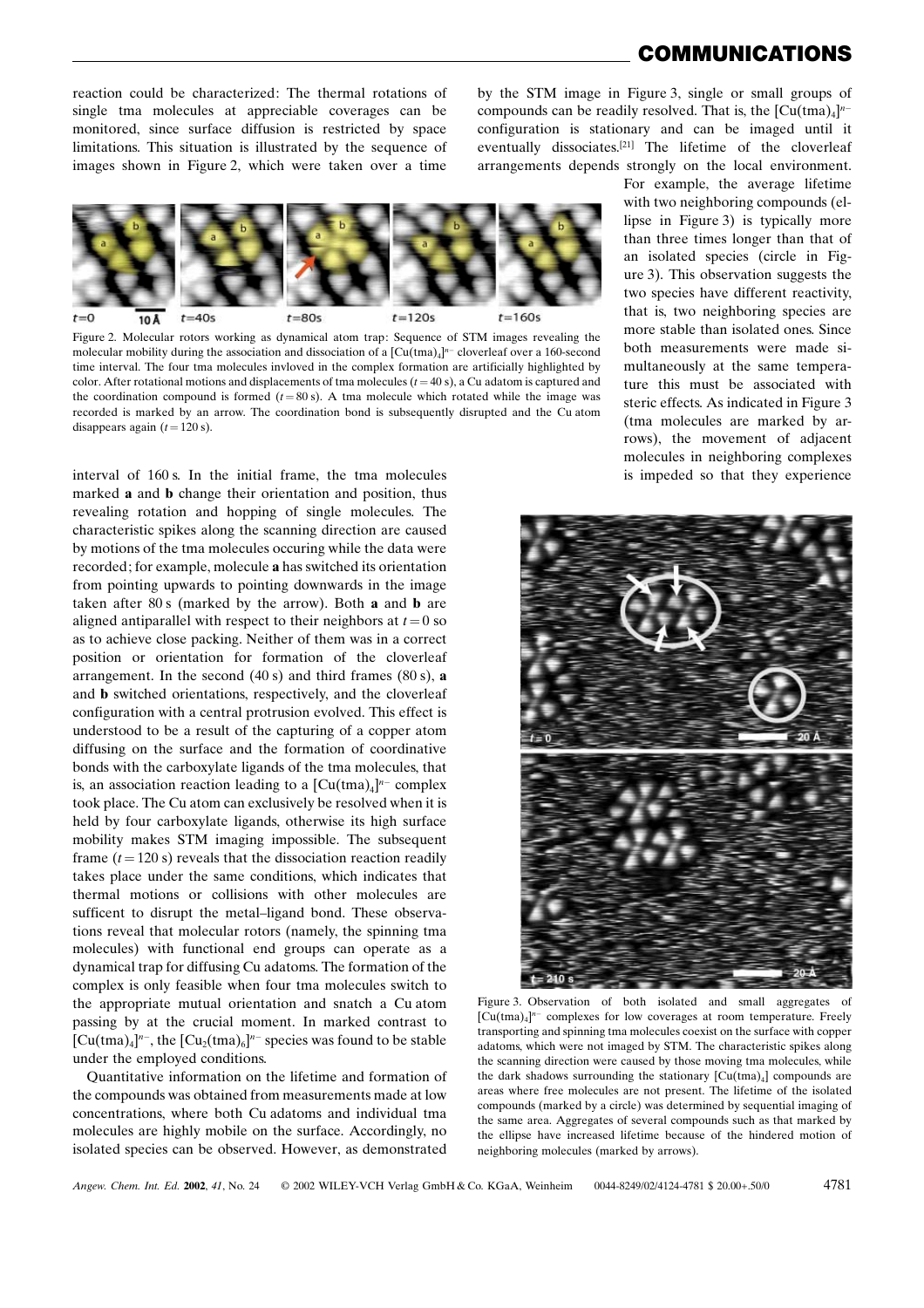reaction could be characterized: The thermal rotations of single tma molecules at appreciable coverages can be monitored, since surface diffusion is restricted by space limitations. This situation is illustrated by the sequence of images shown in Figure 2, which were taken over a time interval of 160 s. In the initial frame, the tma molecules marked **a** and **b** change their orientation and position, thus revealing rotation and hopping of single molecules. The characteristic spikes along the scanning direction are caused by motions of the tma molecules occuring while the data were recorded; for example, molecule **a** has switched its orientation from pointing upwards to pointing downwards in the image taken after 80 s (marked by the arrow). Both **a** and **b** are aligned antiparallel with respect to their neighbors at $t=0$ so as to achieve close packing. Neither of them was in a correct position or orientation for formation of the cloverleaf arrangement. In the second (40 s) and third frames (80 s), **a** and **b** switched orientations, respectively, and the cloverleaf configuration with a central protrusion evolved. This effect is understood to be a result of the capturing of a copper atom diffusing on the surface and the formation of coordinative bonds with the carboxylate ligands of the tma molecules, that is, an association reaction leading to a $[Cu(tma)_4]^{n-}$ complex took place. The Cu atom can exclusively be resolved when it is held by four carboxylate ligands, otherwise its high surface mobility makes STM imaging impossible. The subsequent frame ($t=120$ s) reveals that the dissociation reaction readily takes place under the same conditions, which indicates that thermal motions or collisions with other molecules are sufficent to disrupt the metal–ligand bond. These observations reveal that molecular rotors (namely, the spinning tma molecules) with functional end groups can operate as a dynamical trap for diffusing Cu adatoms. The formation of the complex is only feasible when four tma molecules switch to the appropriate mutual orientation and snatch a Cu atom passing by at the crucial moment. In marked contrast to $[Cu(tma)_4]^{n-}$, the $[Cu_2(tma)_6]^{n-}$ species was found to be stable under the employed conditions.

Figure 2. Molecular rotors working as dynamical atom trap: Sequence of STM images revealing the molecular mobility during the association and dissociation of a $[Cu(tma)_4]^{n-}$ cloverleaf over a 160-second time interval. The four tma molecules invloved in the complex formation are artificially highlighted by color. After rotational motions and displacements of tma molecules ($t=40$ s), a Cu adatom is captured and the coordination compound is formed ($t=80$ s). A tma molecule which rotated while the image was recorded is marked by an arrow. The coordination bond is subsequently disrupted and the Cu atom disappears again ($t=120$ s).

Quantitative information on the lifetime and formation of the compounds was obtained from measurements made at low concentrations, where both Cu adatoms and individual tma molecules are highly mobile on the surface. Accordingly, no isolated species can be observed. However, as demonstrated by the STM image in Figure 3, single or small groups of compounds can be readily resolved. That is, the $[Cu(tma)_4]^{n-}$ configuration is stationary and can be imaged until it eventually dissociates.[21] The lifetime of the cloverleaf arrangements depends strongly on the local environment. For example, the average lifetime with two neighboring compounds (ellipse in Figure 3) is typically more than three times longer than that of an isolated species (circle in Figure 3). This observation suggests the two species have different reactivity, that is, two neighboring species are more stable than isolated ones. Since both measurements were made simultaneously at the same temperature this must be associated with steric effects. As indicated in Figure 3 (tma molecules are marked by arrows), the movement of adjacent molecules in neighboring complexes is impeded so that they experience

Figure 3. Observation of both isolated and small aggregates of $[Cu(tma)_4]^{n-}$ complexes for low coverages at room temperature. Freely transporting and spinning tma molecules coexist on the surface with copper adatoms, which were not imaged by STM. The characteristic spikes along the scanning direction were caused by those moving tma molecules, while the dark shadows surrounding the stationary $[Cu(tma)_4]$ compounds are areas where free molecules are not present. The lifetime of the isolated compounds (marked by a circle) was determined by sequential imaging of the same area. Aggregates of several compounds such as that marked by the ellipse have increased lifetime because of the hindered motion of neighboring molecules (marked by arrows).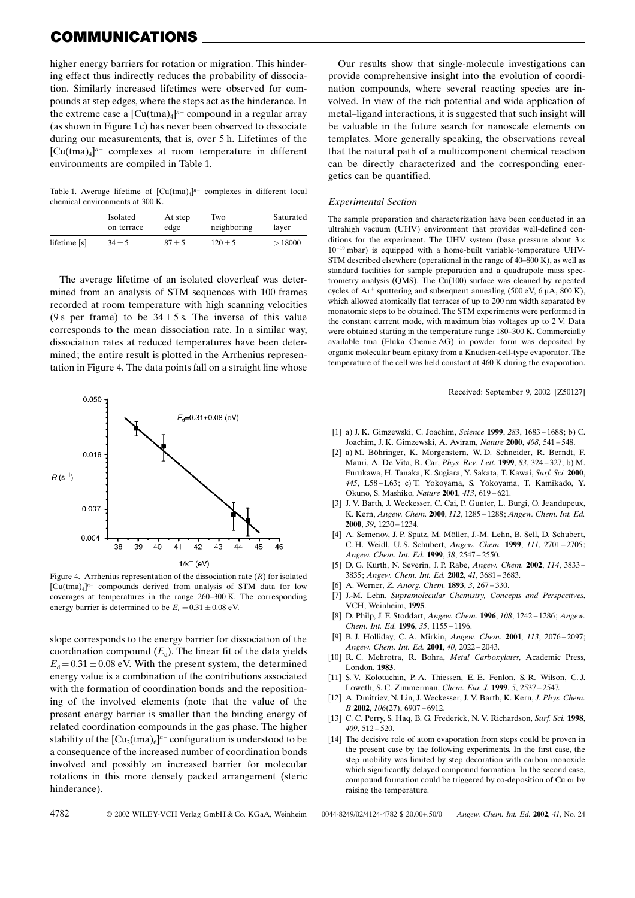higher energy barriers for rotation or migration. This hindering effect thus indirectly reduces the probability of dissociation. Similarly increased lifetimes were observed for compounds at step edges, where the steps act as the hinderance. In the extreme case a $[Cu(tma)_4]^{n-}$ compound in a regular array (as shown in Figure 1c) has never been observed to dissociate during our measurements, that is, over 5 h. Lifetimes of the $[Cu(tma)_4]^{n-}$ complexes at room temperature in different environments are compiled in Table 1.

Table 1. Average lifetime of $[Cu(tma)_4]^{n-}$ complexes in different local chemical environments at 300 K.

| | Isolated on terrace | At step edge | Two neighboring | Saturated layer |
|---|---|---|---|---|
| lifetime [s] | $34 \pm 5$ | $87 \pm 5$ | $120 \pm 5$ | $>18000$ |

The average lifetime of an isolated cloverleaf was determined from an analysis of STM sequences with 100 frames recorded at room temperature with high scanning velocities (9 s per frame) to be $34 \pm 5$ s. The inverse of this value corresponds to the mean dissociation rate. In a similar way, dissociation rates at reduced temperatures have been determined; the entire result is plotted in the Arrhenius representation in Figure 4. The data points fall on a straight line whose slope corresponds to the energy barrier for dissociation of the coordination compound ($E_d$). The linear fit of the data yields $E_d = 0.31 \pm 0.08$ eV. With the present system, the determined energy value is a combination of the contributions associated with the formation of coordination bonds and the repositioning of the involved elements (note that the value of the present energy barrier is smaller than the binding energy of related coordination compounds in the gas phase. The higher stability of the $[Cu_2(tma)_6]^{n-}$ configuration is understood to be a consequence of the increased number of coordination bonds involved and possibly an increased barrier for molecular rotations in this more densely packed arrangement (steric hinderance).

Figure 4. Arrhenius representation of the dissociation rate ($R$) for isolated $[Cu(tma)_4]^{n-}$ compounds derived from analysis of STM data for low coverages at temperatures in the range 260–300 K. The corresponding energy barrier is determined to be $E_d = 0.31 \pm 0.08$ eV.

Our results show that single-molecule investigations can provide comprehensive insight into the evolution of coordination compounds, where several reacting species are involved. In view of the rich potential and wide application of metal–ligand interactions, it is suggested that such insight will be valuable in the future search for nanoscale elements on templates. More generally speaking, the observations reveal that the natural path of a multicomponent chemical reaction can be directly characterized and the corresponding energetics can be quantified.

### Experimental Section

The sample preparation and characterization have been conducted in an ultrahigh vacuum (UHV) environment that provides well-defined conditions for the experiment. The UHV system (base pressure about $3 \times 10^{-10}$ mbar) is equipped with a home-built variable-temperature UHV-STM described elsewhere (operational in the range of 40–800 K), as well as standard facilities for sample preparation and a quadrupole mass spectrometry analysis (QMS). The Cu(100) surface was cleaned by repeated cycles of $Ar^+$ sputtering and subsequent annealing (500 eV, 6 μA, 800 K), which allowed atomically flat terraces of up to 200 nm width separated by monatomic steps to be obtained. The STM experiments were performed in the constant current mode, with maximum bias voltages up to 2 V. Data were obtained starting in the temperature range 180–300 K. Commercially available tma (Fluka Chemie AG) in powder form was deposited by organic molecular beam epitaxy from a Knudsen-cell-type evaporator. The temperature of the cell was held constant at 460 K during the evaporation.

Received: September 9, 2002 [Z50127]

[1] a) J. K. Gimzewski, C. Joachim, *Science* **1999**, *283*, 1683–1688; b) C. Joachim, J. K. Gimzewski, A. Aviram, *Nature* **2000**, *408*, 541–548.

[2] a) M. Böhringer, K. Morgenstern, W. D. Schneider, R. Berndt, F. Mauri, A. De Vita, R. Car, *Phys. Rev. Lett.* **1999**, *83*, 324–327; b) M. Furukawa, H. Tanaka, K. Sugiara, Y. Sakata, T. Kawai, *Surf. Sci.* **2000**, *445*, L58–L63; c) T. Yokoyama, S. Yokoyama, T. Kamikado, Y. Okuno, S. Mashiko, *Nature* **2001**, *413*, 619–621.

[3] J. V. Barth, J. Weckesser, C. Cai, P. Gunter, L. Burgi, O. Jeandupeux, K. Kern, *Angew. Chem.* **2000**, *112*, 1285–1288; *Angew. Chem. Int. Ed.* **2000**, *39*, 1230–1234.

[4] A. Semenov, J. P. Spatz, M. Möller, J.-M. Lehn, B. Sell, D. Schubert, C. H. Weidl, U. S. Schubert, *Angew. Chem.* **1999**, *111*, 2701–2705; *Angew. Chem. Int. Ed.* **1999**, *38*, 2547–2550.

[5] D. G. Kurth, N. Severin, J. P. Rabe, *Angew. Chem.* **2002**, *114*, 3833–3835; *Angew. Chem. Int. Ed.* **2002**, *41*, 3681–3683.

[6] A. Werner, *Z. Anorg. Chem.* **1893**, *3*, 267–330.

[7] J.-M. Lehn, *Supramolecular Chemistry, Concepts and Perspectives*, VCH, Weinheim, **1995**.

[8] D. Philp, J. F. Stoddart, *Angew. Chem.* **1996**, *108*, 1242–1286; *Angew. Chem. Int. Ed.* **1996**, *35*, 1155–1196.

[9] B. J. Holliday, C. A. Mirkin, *Angew. Chem.* **2001**, *113*, 2076–2097; *Angew. Chem. Int. Ed.* **2001**, *40*, 2022–2043.

[10] R. C. Mehrotra, R. Bohra, *Metal Carboxylates*, Academic Press, London, **1983**.

[11] S. V. Kolotuchin, P. A. Thiessen, E. E. Fenlon, S. R. Wilson, C. J. Loweth, S. C. Zimmerman, *Chem. Eur. J.* **1999**, *5*, 2537–2547.

[12] A. Dmitriev, N. Lin, J. Weckesser, J. V. Barth, K. Kern, *J. Phys. Chem. B* **2002**, *106*(27), 6907–6912.

[13] C. C. Perry, S. Haq, B. G. Frederick, N. V. Richardson, *Surf. Sci.* **1998**, *409*, 512–520.

[14] The decisive role of atom evaporation from steps could be proven in the present case by the following experiments. In the first case, the step mobility was limited by step decoration with carbon monoxide which significantly delayed compound formation. In the second case, compound formation could be triggered by co-deposition of Cu or by raising the temperature.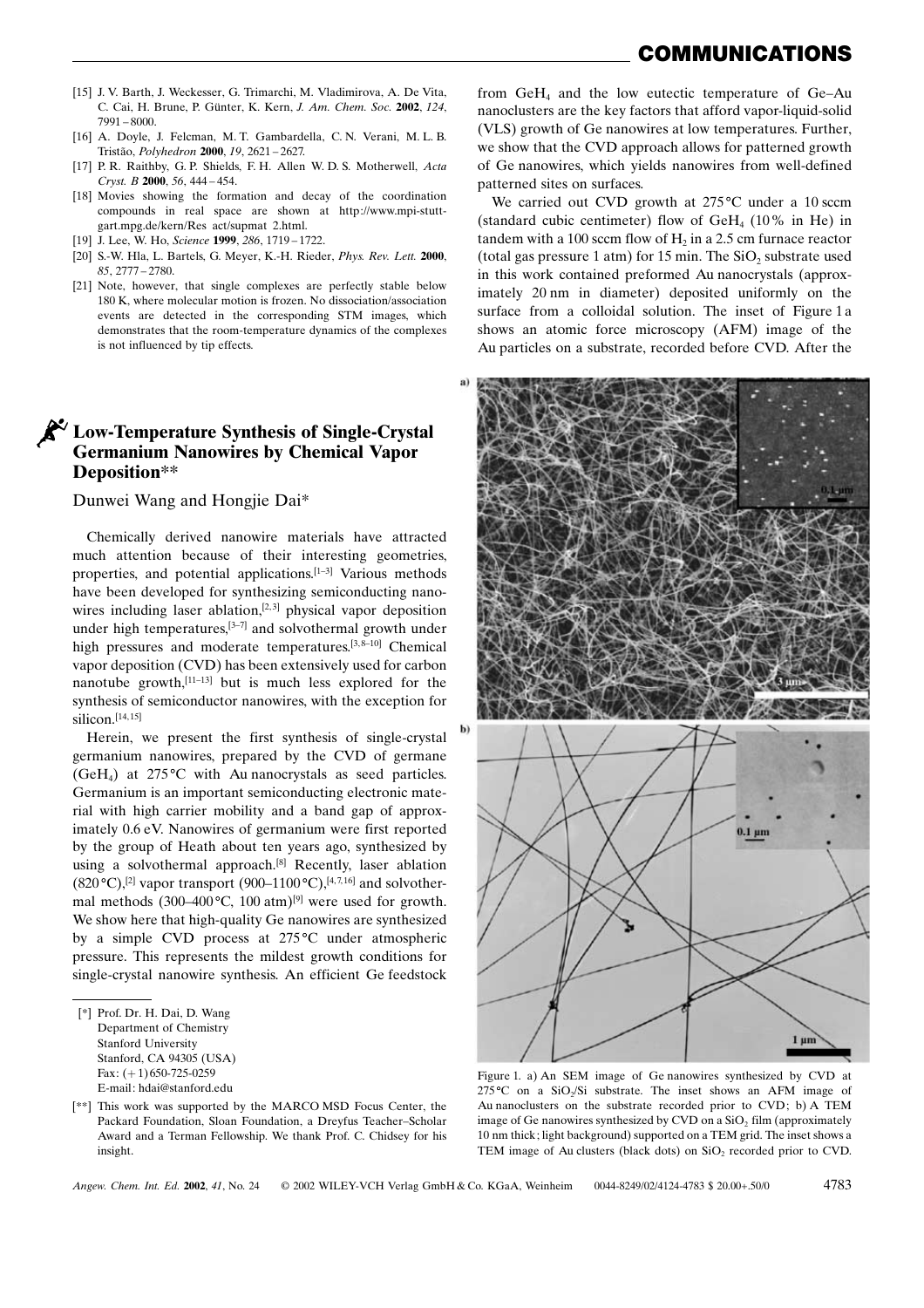[15] J. V. Barth, J. Weckesser, G. Trimarchi, M. Vladimirova, A. De Vita, C. Cai, H. Brune, P. Günter, K. Kern, *J. Am. Chem. Soc.* **2002**, *124*, 7991 – 8000.

[16] A. Doyle, J. Felcman, M. T. Gambardella, C. N. Verani, M. L. B. Tristão, *Polyhedron* **2000**, *19*, 2621 – 2627.

[17] P. R. Raithby, G. P. Shields, F. H. Allen W. D. S. Motherwell, *Acta Cryst. B* **2000**, *56*, 444 – 454.

[18] Movies showing the formation and decay of the coordination compounds in real space are shown at http://www.mpi-stuttgart.mpg.de/kern/Res act/supmat 2.html.

[19] J. Lee, W. Ho, *Science* **1999**, *286*, 1719 – 1722.

[20] S.-W. Hla, L. Bartels, G. Meyer, K.-H. Rieder, *Phys. Rev. Lett.* **2000**, *85*, 2777 – 2780.

[21] Note, however, that single complexes are perfectly stable below 180 K, where molecular motion is frozen. No dissociation/association events are detected in the corresponding STM images, which demonstrates that the room-temperature dynamics of the complexes is not influenced by tip effects.

## Low-Temperature Synthesis of Single-Crystal Germanium Nanowires by Chemical Vapor Deposition**

Dunwei Wang and Hongjie Dai*

Chemically derived nanowire materials have attracted much attention because of their interesting geometries, properties, and potential applications.[1–3] Various methods have been developed for synthesizing semiconducting nanowires including laser ablation,[2,3] physical vapor deposition under high temperatures,[3–7] and solvothermal growth under high pressures and moderate temperatures.[3,8–10] Chemical vapor deposition (CVD) has been extensively used for carbon nanotube growth,[11–13] but is much less explored for the synthesis of semiconductor nanowires, with the exception for silicon.[14,15]

Herein, we present the first synthesis of single-crystal germanium nanowires, prepared by the CVD of germane ($GeH_4$) at 275 °C with Au nanocrystals as seed particles. Germanium is an important semiconducting electronic material with high carrier mobility and a band gap of approximately 0.6 eV. Nanowires of germanium were first reported by the group of Heath about ten years ago, synthesized by using a solvothermal approach.[8] Recently, laser ablation (820 °C),[2] vapor transport (900–1100 °C),[4,7,16] and solvothermal methods (300–400 °C, 100 atm)[9] were used for growth. We show here that high-quality Ge nanowires are synthesized by a simple CVD process at 275 °C under atmospheric pressure. This represents the mildest growth conditions for single-crystal nanowire synthesis. An efficient Ge feedstock from $GeH_4$ and the low eutectic temperature of Ge–Au nanoclusters are the key factors that afford vapor-liquid-solid (VLS) growth of Ge nanowires at low temperatures. Further, we show that the CVD approach allows for patterned growth of Ge nanowires, which yields nanowires from well-defined patterned sites on surfaces.

We carried out CVD growth at 275 °C under a 10 sccm (standard cubic centimeter) flow of $GeH_4$ (10 % in He) in tandem with a 100 sccm flow of $H_2$ in a 2.5 cm furnace reactor (total gas pressure 1 atm) for 15 min. The $SiO_2$ substrate used in this work contained preformed Au nanocrystals (approximately 20 nm in diameter) deposited uniformly on the surface from a colloidal solution. The inset of Figure 1 a shows an atomic force microscopy (AFM) image of the Au particles on a substrate, recorded before CVD. After the

a)

0.1 µm

3 µm

b)

0.1 µm

1 µm

Figure 1. a) An SEM image of Ge nanowires synthesized by CVD at 275 °C on a $SiO_2$/Si substrate. The inset shows an AFM image of Au nanoclusters on the substrate recorded prior to CVD; b) A TEM image of Ge nanowires synthesized by CVD on a $SiO_2$ film (approximately 10 nm thick; light background) supported on a TEM grid. The inset shows a TEM image of Au clusters (black dots) on $SiO_2$ recorded prior to CVD.

---

[*] Prof. Dr. H. Dai, D. Wang
Department of Chemistry
Stanford University
Stanford, CA 94305 (USA)
Fax: (+1) 650-725-0259
E-mail: hdai@stanford.edu

[**] This work was supported by the MARCO MSD Focus Center, the Packard Foundation, Sloan Foundation, a Dreyfus Teacher–Scholar Award and a Terman Fellowship. We thank Prof. C. Chidsey for his insight.